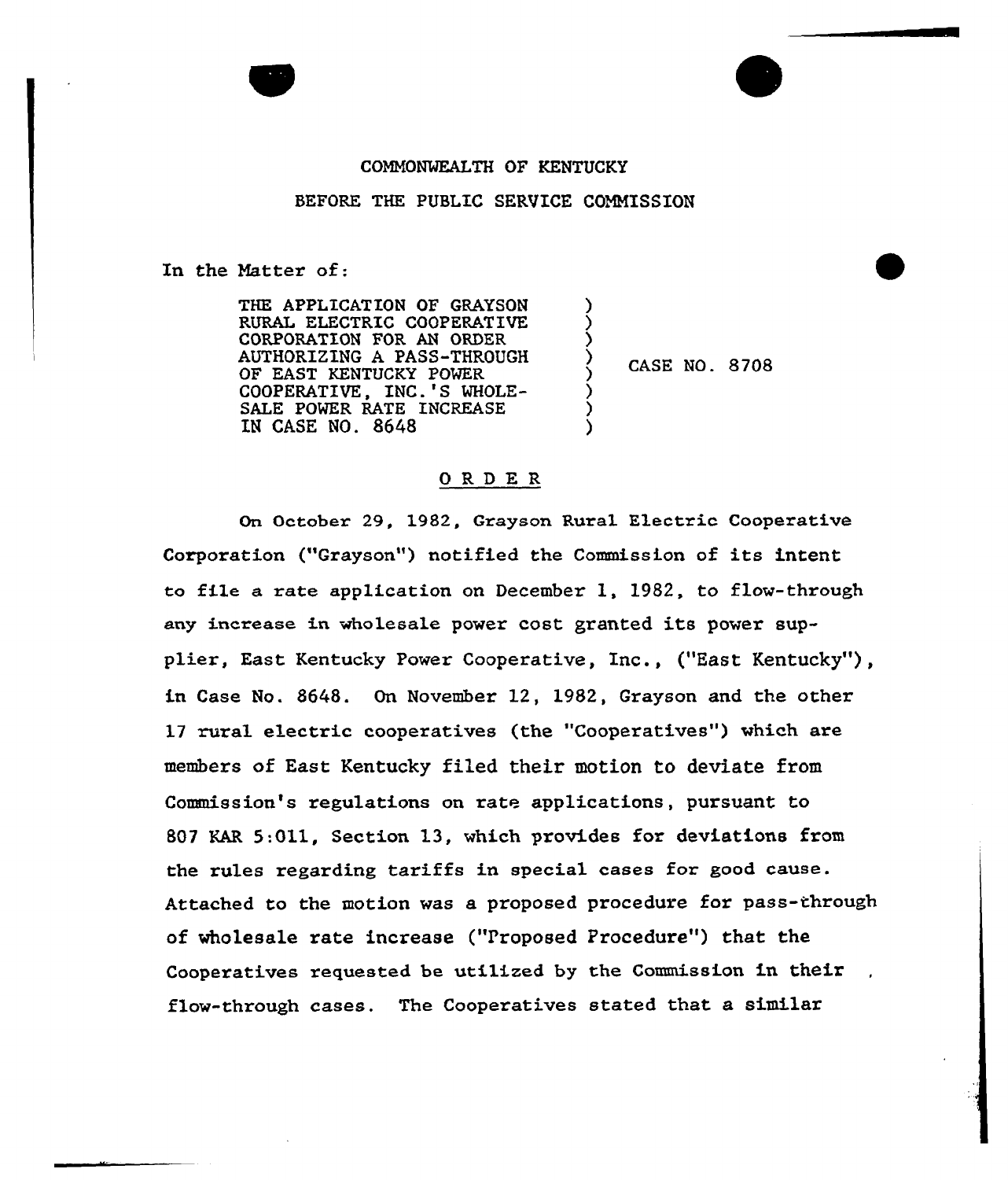COMMONWEALTH OF KENTUCKY

BEFORE THE PUBLIC SERVICE COMMISSION

In the Matter of:

THE APPLICATION OF GRAYSON RURAL ELECTRIC COOPERATIVE CORPORATION FOR AN ORDER AUTHORIZING A PASS-THROUGH OF EAST KENTUCKY POWER COOPERATIVE, INC.'S WHOLESALE POWER RATE INCREASE IN CASE NO. 8648 ) CASE NO. 8708

O R D E R

On October 29, 1982, Grayson Rural Electric Cooperative Corporation ("Grayson") notified the Commission of its intent to file a rate application on December 1, 1982, to flow-through any increase in wholesale power cost granted its power supplier, East Kentucky Power Cooperative, Inc., ("East Kentucky"), in Case No. 8648. On November 12, 1982, Grayson and the other 17 rural electric cooperatives (the "Cooperatives") which are members of East Kentucky filed their motion to deviate from Commission's regulations on rate applications, pursuant to 807 KAR 5:011, Section 13, which provides for deviations from the rules regarding tariffs in special cases for good cause. Attached to the motion was a proposed procedure for pass-through of wholesale rate increase ("Proposed Procedure") that the Cooperatives requested be utilized by the Commission in their flow-through cases. The Cooperatives stated that a similar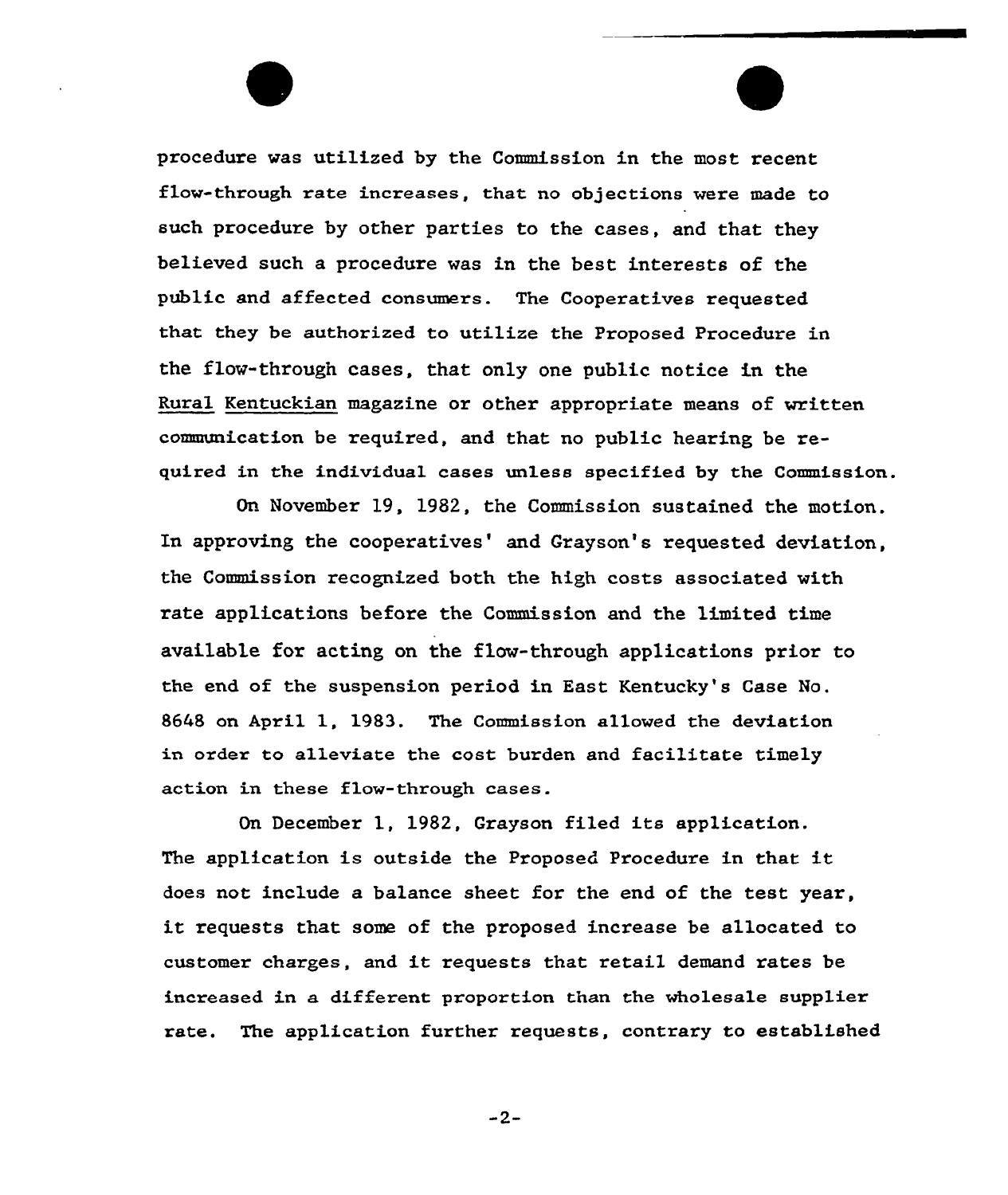procedure was utilized by the Commission in the most recent flow-through rate increases, that no objections were made to such procedure by other parties to the cases, and that they believed such a procedure was in the best interests of the public and affected consumers. The Cooperatives requested that they be authorized to utilize the Proposed Procedure in the flow-through cases, that only one public notice in the Rural Kentuckian magazine or other appropriate means of written communication be required, and that no public hearing be required in the individual cases unless specified by the Commission.

On November 19, 1982, the Commission sustained the motion. In approving the cooperatives' and Grayson's requested deviation, the Commission recognized both the high costs associated with rate applications before the Commission and the limited time available for acting on the flow-through applications prior to the end of the suspension period in East Kentucky's Case No. 8648 on April 1, 1983. The Commission allowed the deviation in order to alleviate the cost burden and facilitate timely action in these flow-through cases.

On December 1, 1982, Grayson filed its application. The application is outside the Proposed Procedure in that it does not include a balance sheet for the end of the test year, it requests that some of the proposed increase be allocated to customer charges, and it requests that retail demand rates be increased in a different proportion than the wholesale supplier rate. The application further requests, contrary to established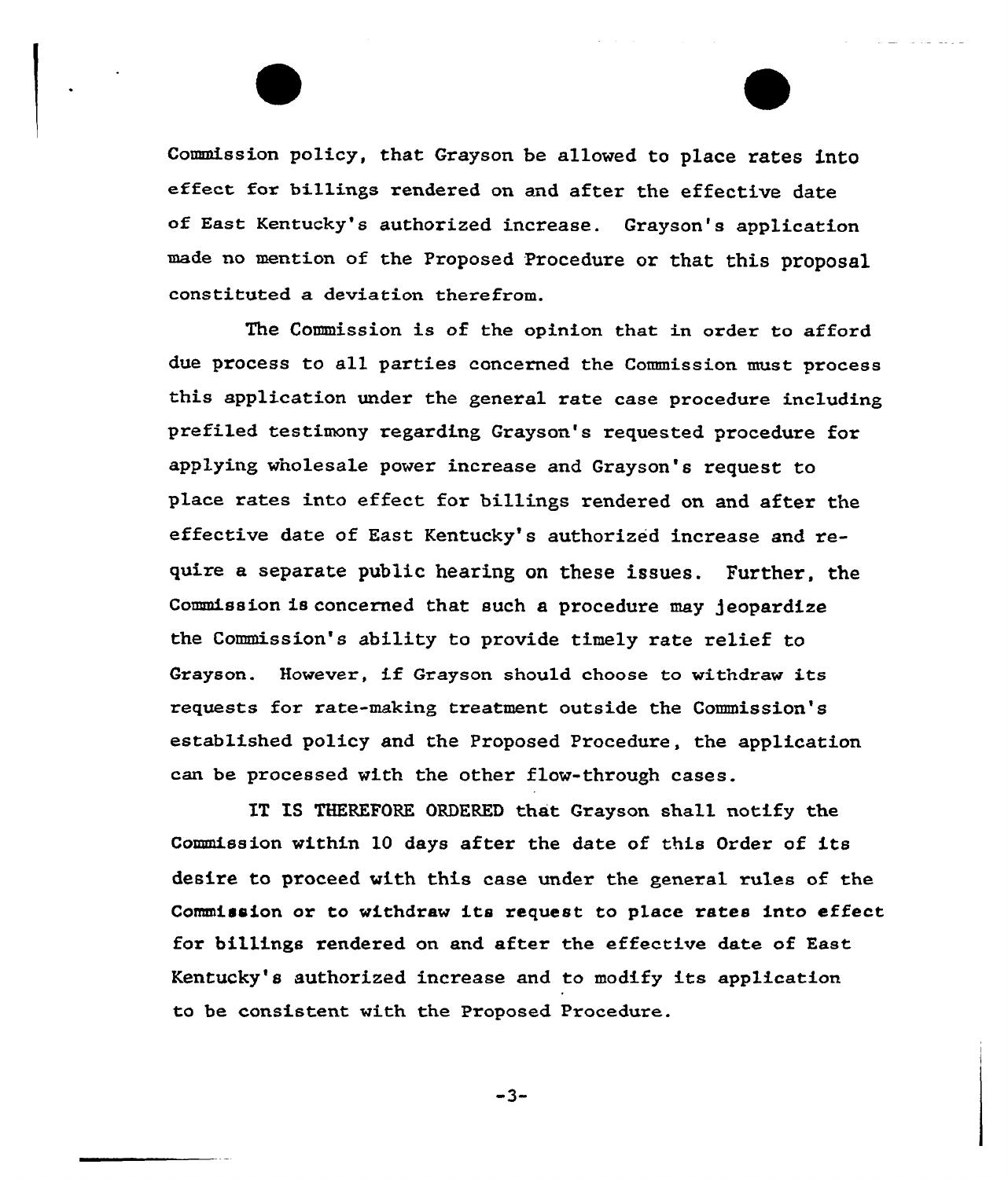Commission policy, that Grayson be allowed to place rates into effect for billings rendered on and after the effective date of East Kentucky's authorized increase. Grayson's application made no mention of the Proposed Procedure or that this proposal constituted a deviation therefrom.

The Commission is of the opinion that in order to afford due process to all parties concerned the Commission must process this application under the general rate case procedure including prefiled testimony regarding Grayson's requested procedure for applying wholesale power increase and Grayson's request to place rates into effect for billings rendered on and after the effective date of East Kentucky's authorized increase and require a separate public hearing on these issues. Further, the Commission is concerned that such a procedure may jeopardize the Commission's ability to provide timely rate relief to Grayson. However, if Grayson should choose to withdraw its requests for rate-making treatment outside the Commission's established policy and the Proposed Procedure, the application can be processed with the other flow-through cases.

IT IS THEREFORE ORDERED that Grayson shall notify the Commission within 10 days after the date of this Order of its desire to proceed with this case under the general rules of the Commission or to withdraw its request to place rates into effect for billings rendered on and after the effective date of East Kentucky's authorized increase and to modify its application to be consistent with the Proposed Procedure.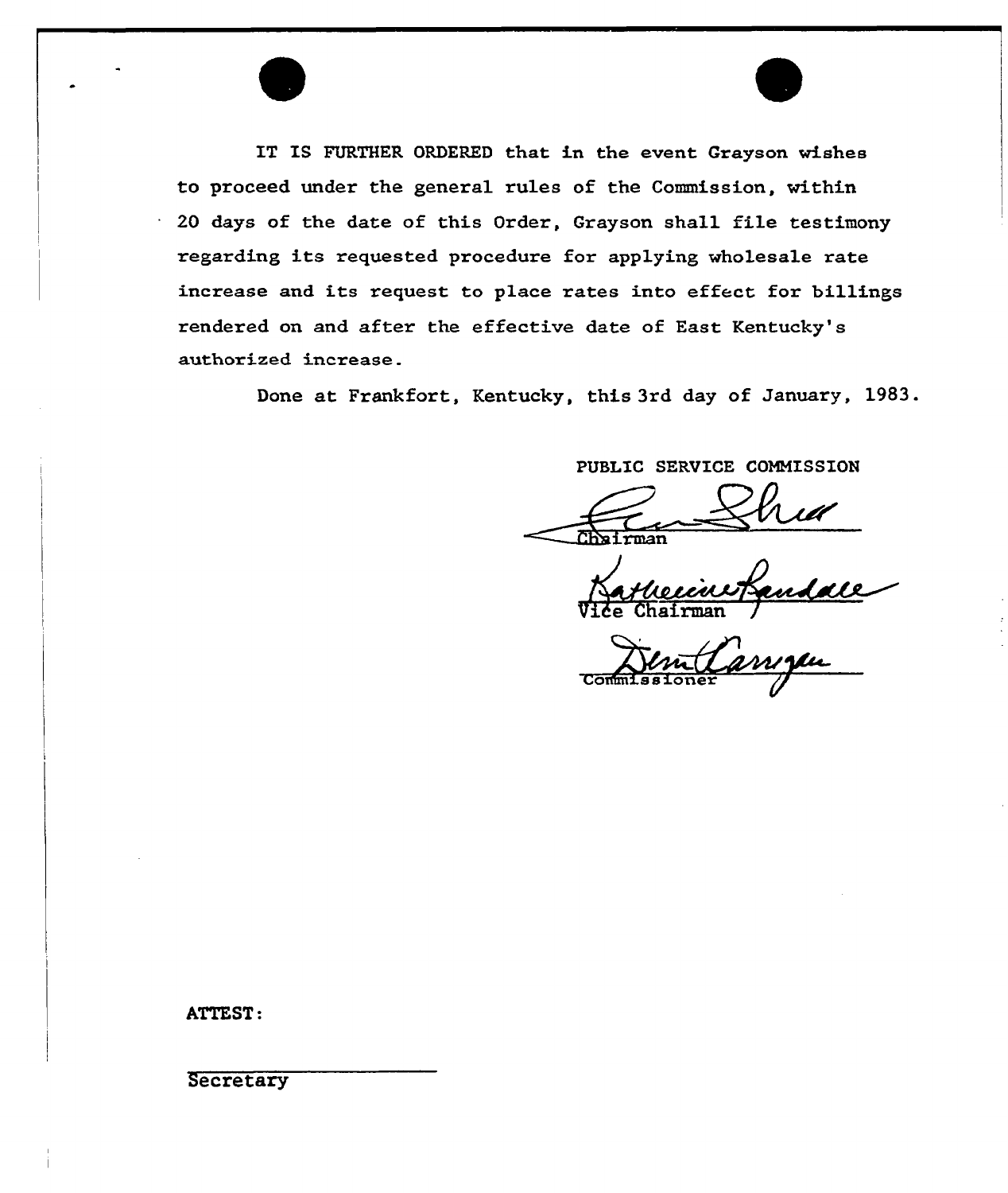IT IS FURTHER ORDERED that in the event Grayson wishes to proceed under the general rules of the Commission, within 20 days of the date of this Order, Grayson shall file testimony regarding its requested procedure for applying wholesale rate increase and its request to place rates into effect for billings rendered on and after the effective date of East Kentucky's authorized increase.

Done at Frankfort, Kentucky, this 3rd day of January, 1983.

PUBLIC SERVICE COMMISSION

Chairman

Vice Chairman

Commissioner

ATTEST:

Secretary